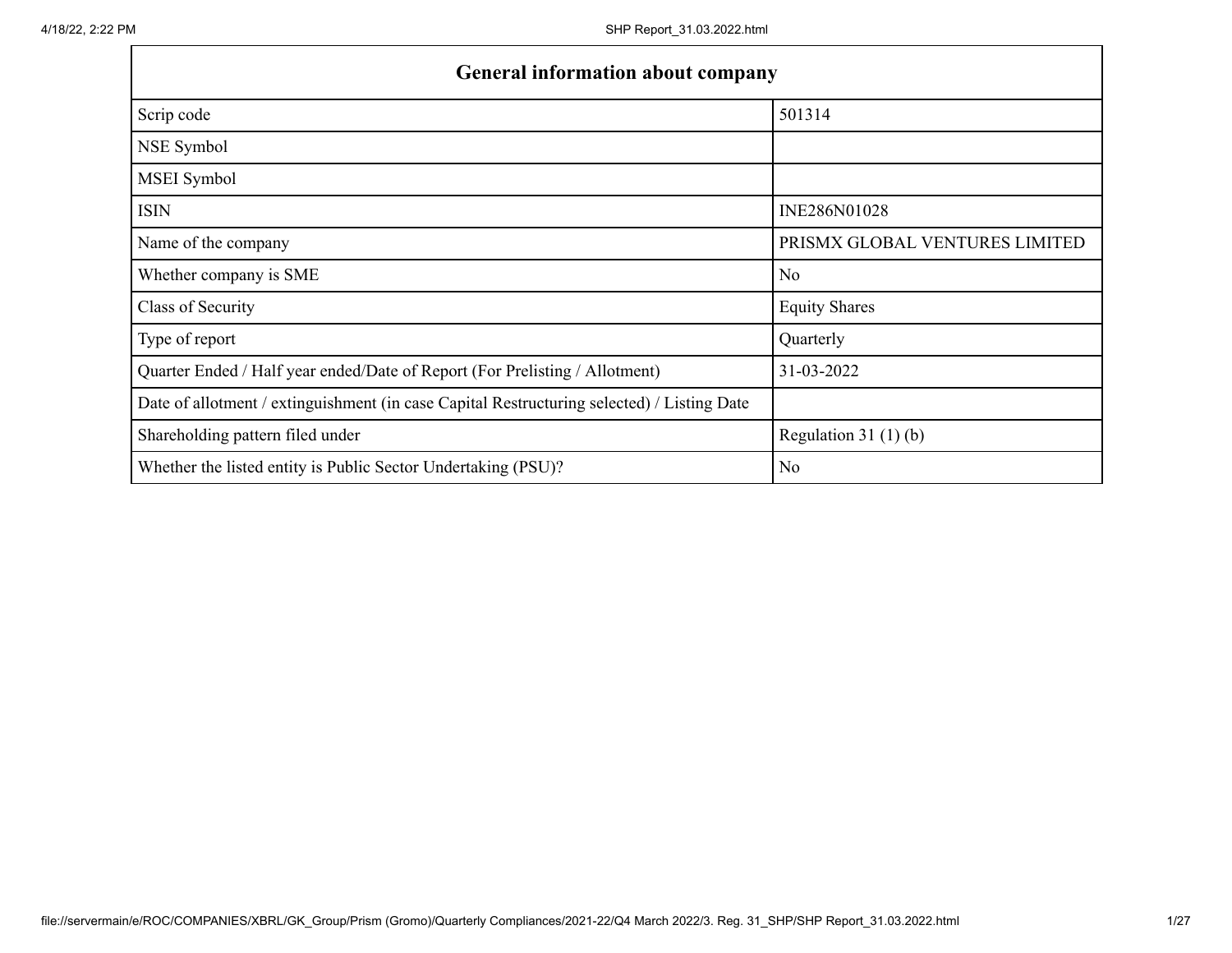| General information about company | |
|---|---|
| Scrip code | 501314 |
| NSE Symbol | |
| MSEI Symbol | |
| ISIN | INE286N01028 |
| Name of the company | PRISMX GLOBAL VENTURES LIMITED |
| Whether company is SME | No |
| Class of Security | Equity Shares |
| Type of report | Quarterly |
| Quarter Ended / Half year ended/Date of Report (For Prelisting / Allotment) | 31-03-2022 |
| Date of allotment / extinguishment (in case Capital Restructuring selected) / Listing Date | |
| Shareholding pattern filed under | Regulation 31 (1) (b) |
| Whether the listed entity is Public Sector Undertaking (PSU)? | No |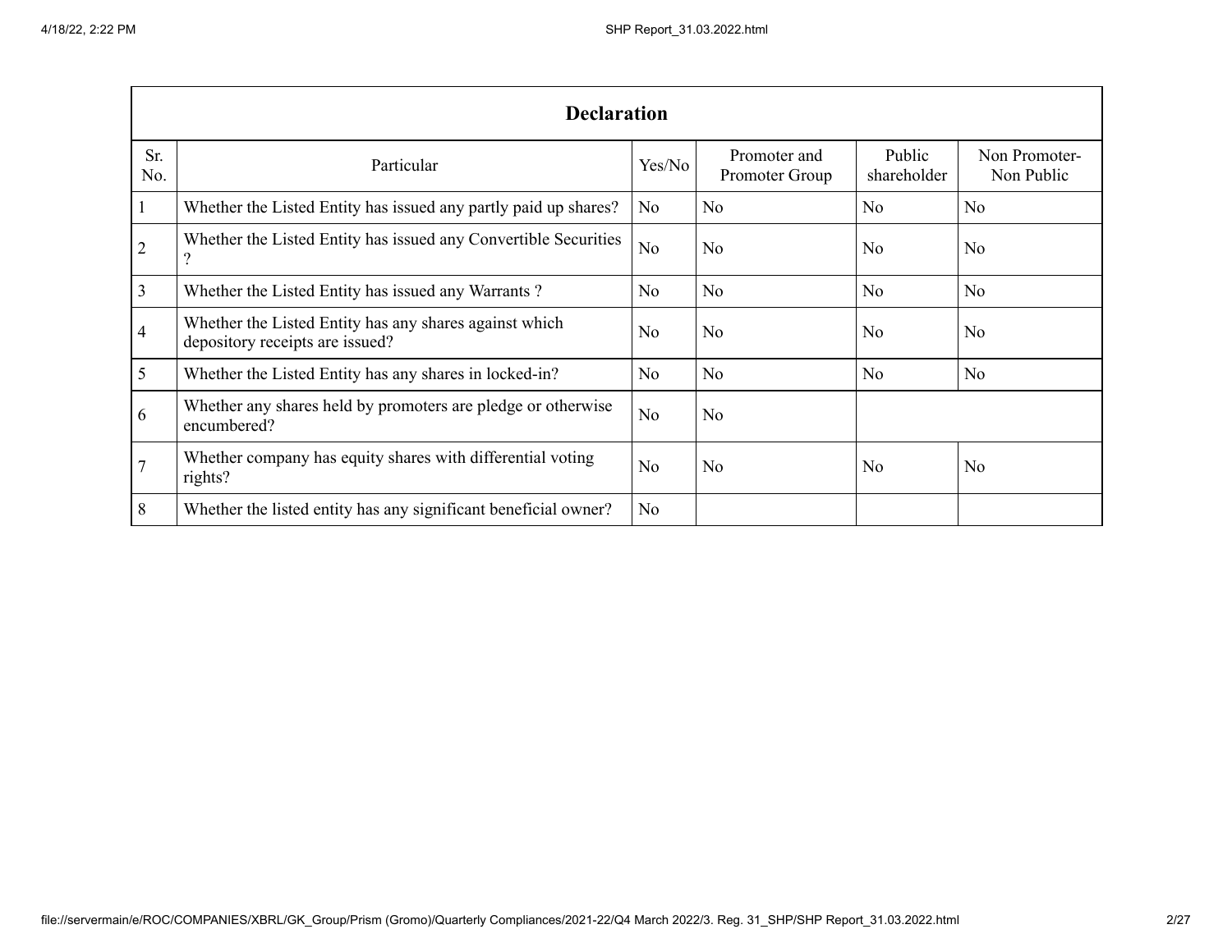| Declaration | | | | | |
|---|---|---|---|---|---|
| Sr. No. | Particular | Yes/No | Promoter and Promoter Group | Public shareholder | Non Promoter- Non Public |
| 1 | Whether the Listed Entity has issued any partly paid up shares? | No | No | No | No |
| 2 | Whether the Listed Entity has issued any Convertible Securities ? | No | No | No | No |
| 3 | Whether the Listed Entity has issued any Warrants ? | No | No | No | No |
| 4 | Whether the Listed Entity has any shares against which depository receipts are issued? | No | No | No | No |
| 5 | Whether the Listed Entity has any shares in locked-in? | No | No | No | No |
| 6 | Whether any shares held by promoters are pledge or otherwise encumbered? | No | No | | |
| 7 | Whether company has equity shares with differential voting rights? | No | No | No | No |
| 8 | Whether the listed entity has any significant beneficial owner? | No | | | |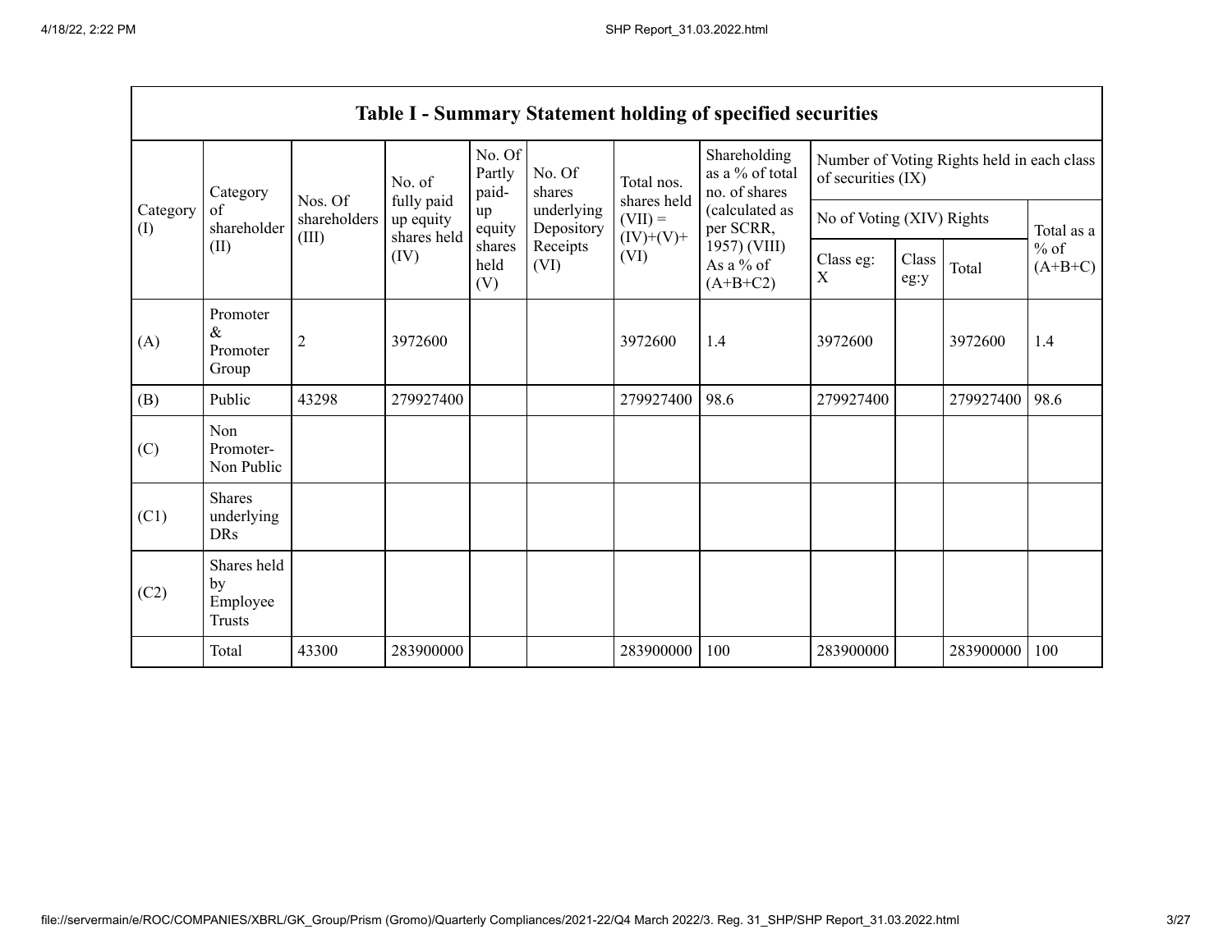| Table I - Summary Statement holding of specified securities | | | | | | | | | | | | |
|---|---|---|---|---|---|---|---|---|---|---|---|---|
| Category (I) | Category of shareholder (II) | Nos. Of shareholders (III) | No. of fully paid up equity shares held (IV) | No. Of Partly paid-up equity shares held (V) | No. Of shares underlying Depository Receipts (VI) | Total nos. shares held (VII) = (IV)+(V)+ (VI) | Shareholding as a % of total no. of shares (calculated as per SCRR, 1957) (VIII) As a % of (A+B+C2) | Number of Voting Rights held in each class of securities (IX) | | | |
| | | | | | | | | No of Voting (XIV) Rights | | | Total as a % of (A+B+C) |
| | | | | | | | | Class eg: X | Class eg:y | Total | |
| (A) | Promoter & Promoter Group | 2 | 3972600 | | | 3972600 | 1.4 | 3972600 | | 3972600 | 1.4 |
| (B) | Public | 43298 | 279927400 | | | 279927400 | 98.6 | 279927400 | | 279927400 | 98.6 |
| (C) | Non Promoter- Non Public | | | | | | | | | | |
| (C1) | Shares underlying DRs | | | | | | | | | | |
| (C2) | Shares held by Employee Trusts | | | | | | | | | | |
| | Total | 43300 | 283900000 | | | 283900000 | 100 | 283900000 | | 283900000 | 100 |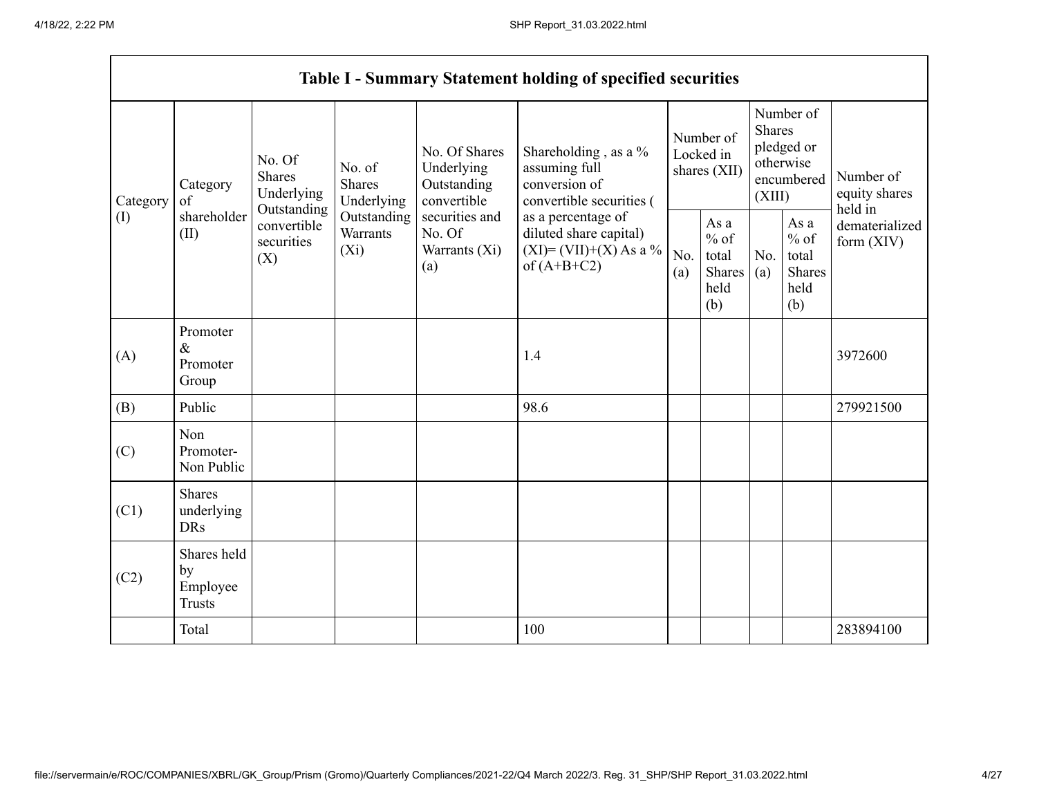## Table I - Summary Statement holding of specified securities

| Category (I) | Category of shareholder (II) | No. Of Shares Underlying Outstanding convertible securities (X) | No. of Shares Underlying Outstanding Warrants (Xi) | No. Of Shares Underlying Outstanding convertible securities and No. Of Warrants (Xi) (a) | Shareholding , as a % assuming full conversion of convertible securities ( as a percentage of diluted share capital) (XI)= (VII)+(X) As a % of (A+B+C2) | Number of Locked in shares (XII) | | Number of Shares pledged or otherwise encumbered (XIII) | | Number of equity shares held in dematerialized form (XIV) |
|---|---|---|---|---|---|---|---|---|---|---|
| | | | | | | No. (a) | As a % of total Shares held (b) | No. (a) | As a % of total Shares held (b) | |
| (A) | Promoter & Promoter Group | | | | 1.4 | | | | | 3972600 |
| (B) | Public | | | | 98.6 | | | | | 279921500 |
| (C) | Non Promoter- Non Public | | | | | | | | | |
| (C1) | Shares underlying DRs | | | | | | | | | |
| (C2) | Shares held by Employee Trusts | | | | | | | | | |
| | Total | | | | 100 | | | | | 283894100 |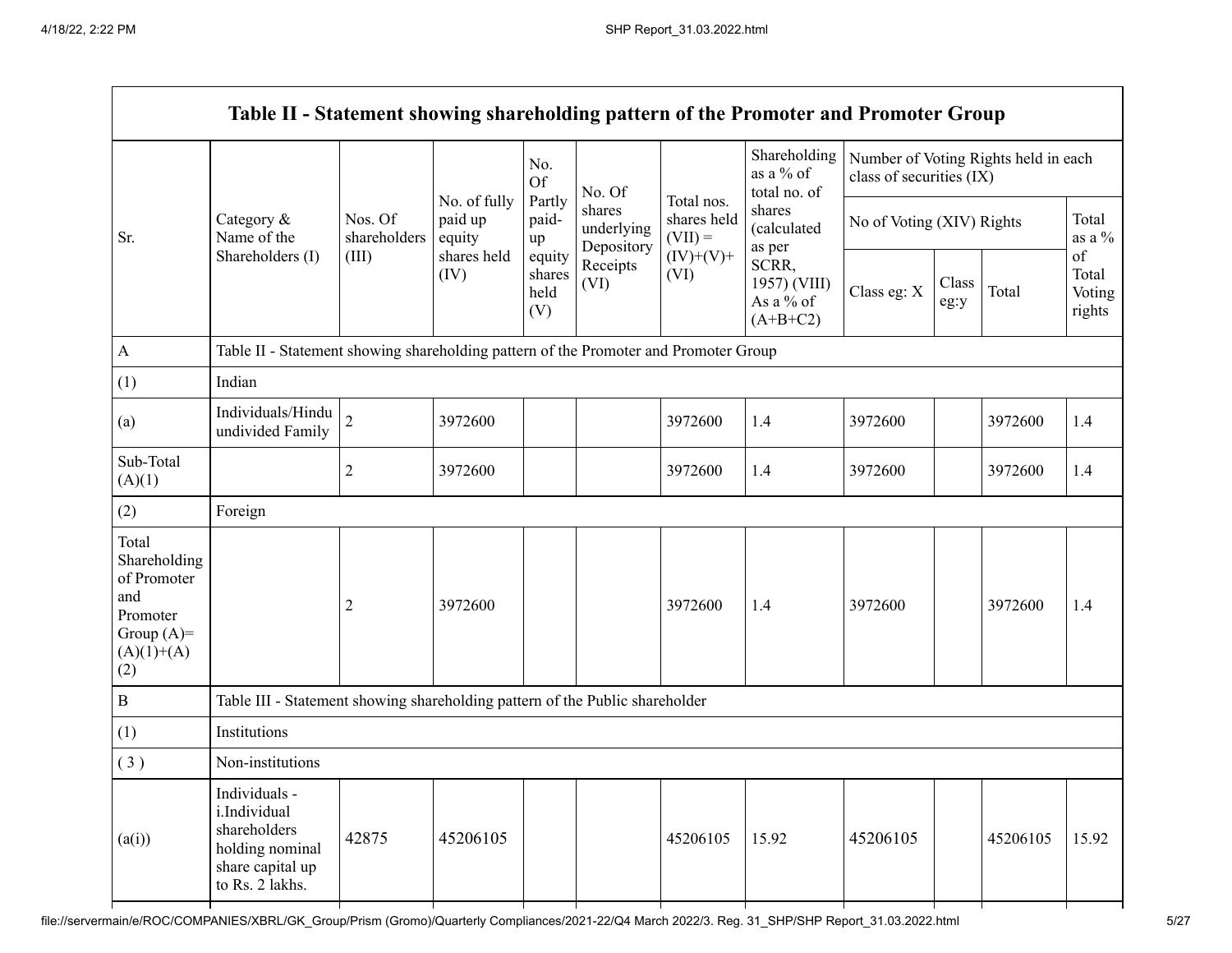| Table II - Statement showing shareholding pattern of the Promoter and Promoter Group | | | | | | | | | | | | |
|---|---|---|---|---|---|---|---|---|---|---|---|---|
| Sr. | Category & Name of the Shareholders (I) | Nos. Of shareholders (III) | No. of fully paid up equity shares held (IV) | No. Of Partly paid-up equity shares held (V) | No. Of shares underlying Depository Receipts (VI) | Total nos. shares held (VII) = (IV)+(V)+ (VI) | Shareholding as a % of total no. of shares (calculated as per SCRR, 1957) (VIII) As a % of (A+B+C2) | Number of Voting Rights held in each class of securities (IX) | | | |
| | | | | | | | | No of Voting (XIV) Rights | | | Total as a % of Total Voting rights |
| | | | | | | | | Class eg: X | Class eg:y | Total | |
| A | Table II - Statement showing shareholding pattern of the Promoter and Promoter Group | | | | | | | | | | |
| (1) | Indian | | | | | | | | | | |
| (a) | Individuals/Hindu undivided Family | 2 | 3972600 | | | 3972600 | 1.4 | 3972600 | | 3972600 | 1.4 |
| Sub-Total (A)(1) | | 2 | 3972600 | | | 3972600 | 1.4 | 3972600 | | 3972600 | 1.4 |
| (2) | Foreign | | | | | | | | | | |
| Total Shareholding of Promoter and Promoter Group (A)= (A)(1)+(A)(2) | | 2 | 3972600 | | | 3972600 | 1.4 | 3972600 | | 3972600 | 1.4 |
| B | Table III - Statement showing shareholding pattern of the Public shareholder | | | | | | | | | | |
| (1) | Institutions | | | | | | | | | | |
| (3) | Non-institutions | | | | | | | | | | |
| (a(i)) | Individuals - i.Individual shareholders holding nominal share capital up to Rs. 2 lakhs. | 42875 | 45206105 | | | 45206105 | 15.92 | 45206105 | | 45206105 | 15.92 |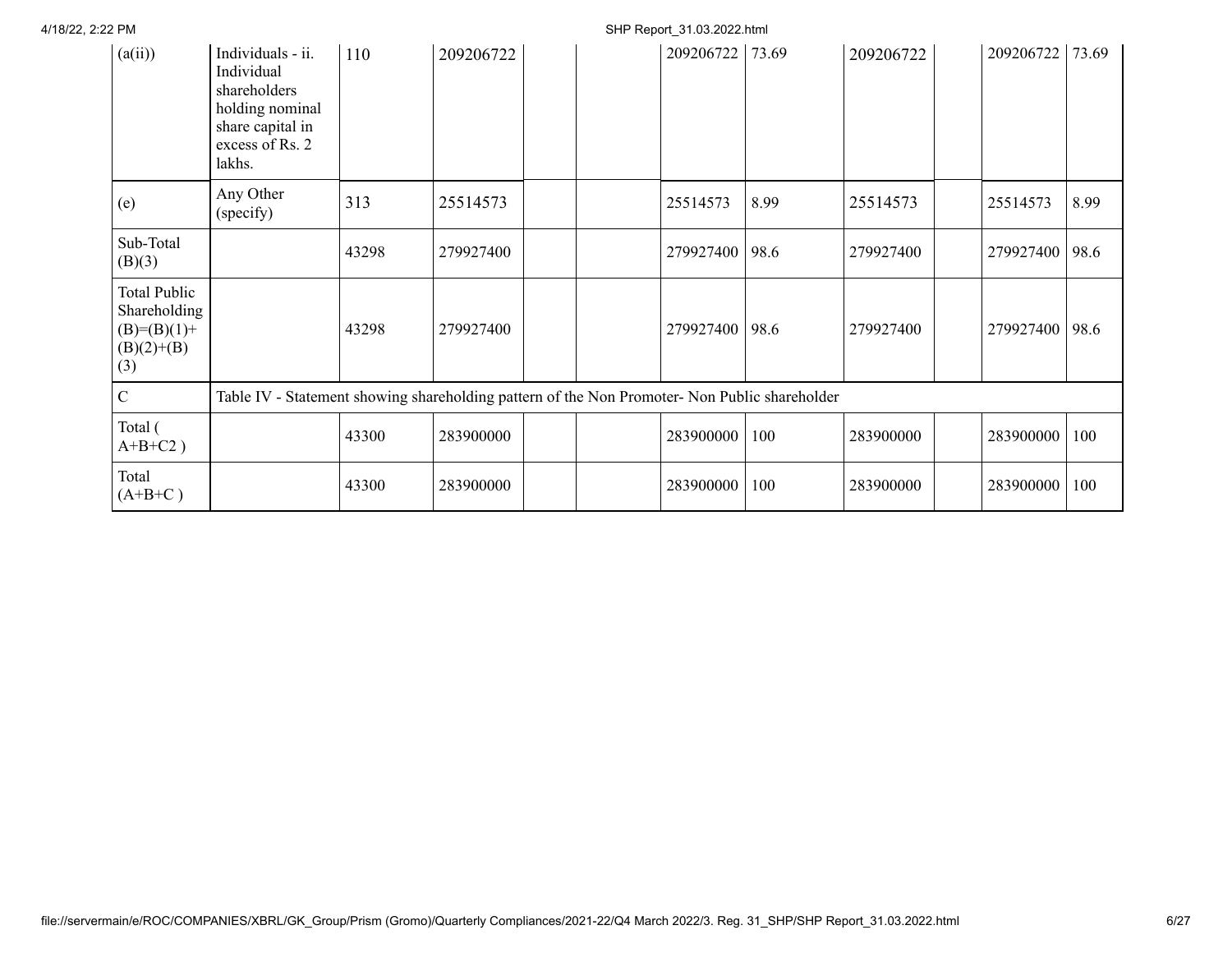| (a(ii)) | Individuals - ii. Individual shareholders holding nominal share capital in excess of Rs. 2 lakhs. | 110 | 209206722 | | | 209206722 | 73.69 | 209206722 | | 209206722 | 73.69 |
|---|---|---|---|---|---|---|---|---|---|---|---|
| (e) | Any Other (specify) | 313 | 25514573 | | | 25514573 | 8.99 | 25514573 | | 25514573 | 8.99 |
| Sub-Total (B)(3) | | 43298 | 279927400 | | | 279927400 | 98.6 | 279927400 | | 279927400 | 98.6 |
| Total Public Shareholding (B)=(B)(1)+(B)(2)+(B)(3) | | 43298 | 279927400 | | | 279927400 | 98.6 | 279927400 | | 279927400 | 98.6 |
| C | Table IV - Statement showing shareholding pattern of the Non Promoter- Non Public shareholder | | | | | | | | | | |
| Total ( A+B+C2 ) | | 43300 | 283900000 | | | 283900000 | 100 | 283900000 | | 283900000 | 100 |
| Total (A+B+C ) | | 43300 | 283900000 | | | 283900000 | 100 | 283900000 | | 283900000 | 100 |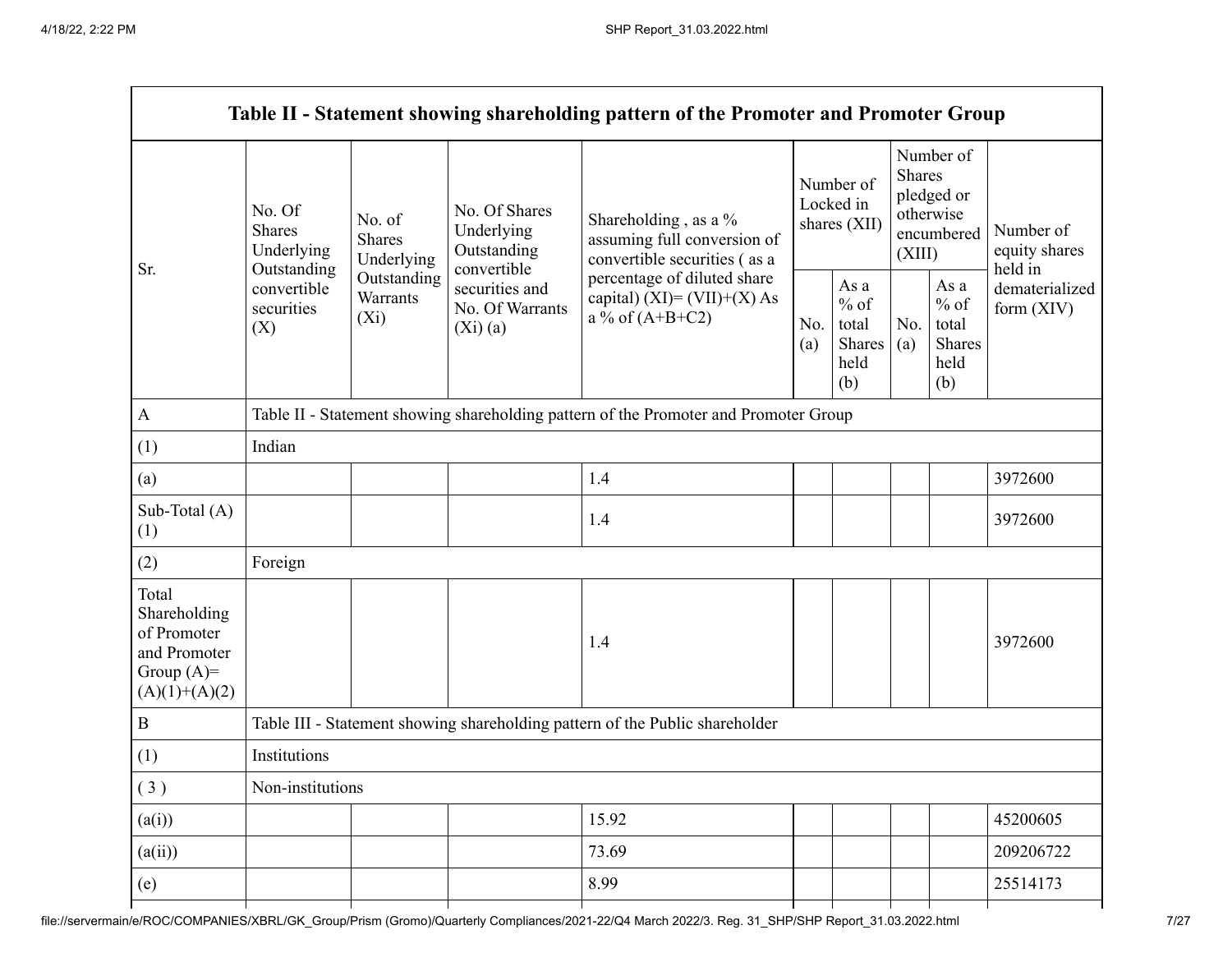| Table II - Statement showing shareholding pattern of the Promoter and Promoter Group | | | | | | | | | |
|---|---|---|---|---|---|---|---|---|---|
| Sr. | No. Of Shares Underlying Outstanding convertible securities (X) | No. of Shares Underlying Outstanding Warrants (Xi) | No. Of Shares Underlying Outstanding convertible securities and No. Of Warrants (Xi) (a) | Shareholding , as a % assuming full conversion of convertible securities ( as a percentage of diluted share capital) (XI)= (VII)+(X) As a % of (A+B+C2) | Number of Locked in shares (XII) | | Number of Shares pledged or otherwise encumbered (XIII) | | Number of equity shares held in dematerialized form (XIV) |
| | | | | | No. (a) | As a % of total Shares held (b) | No. (a) | As a % of total Shares held (b) | |
| A | Table II - Statement showing shareholding pattern of the Promoter and Promoter Group | | | | | | | | |
| (1) | Indian | | | | | | | | |
| (a) | | | | 1.4 | | | | | 3972600 |
| Sub-Total (A) (1) | | | | 1.4 | | | | | 3972600 |
| (2) | Foreign | | | | | | | | |
| Total Shareholding of Promoter and Promoter Group (A)= (A)(1)+(A)(2) | | | | 1.4 | | | | | 3972600 |
| B | Table III - Statement showing shareholding pattern of the Public shareholder | | | | | | | | |
| (1) | Institutions | | | | | | | | |
| ( 3 ) | Non-institutions | | | | | | | | |
| (a(i)) | | | | 15.92 | | | | | 45200605 |
| (a(ii)) | | | | 73.69 | | | | | 209206722 |
| (e) | | | | 8.99 | | | | | 25514173 |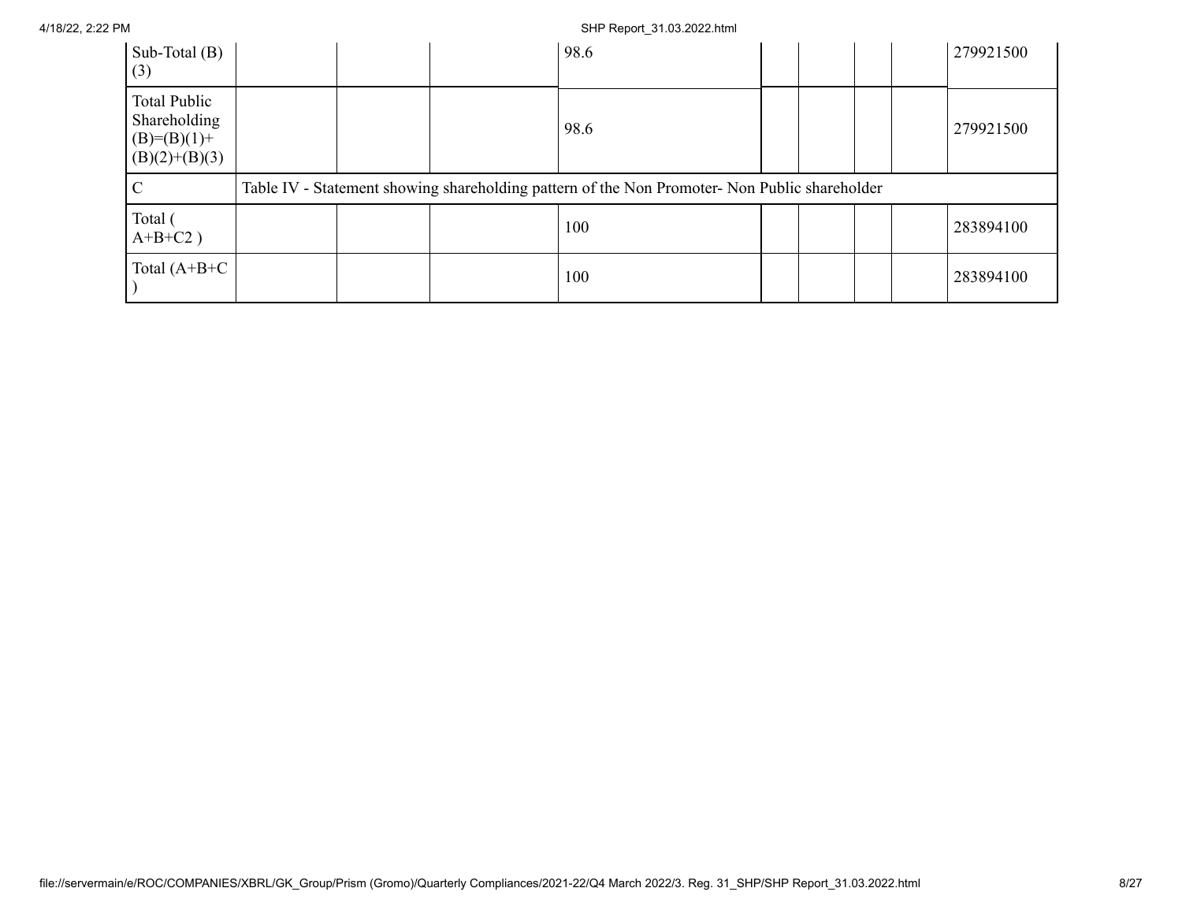| Sub-Total (B)(3) | | | 98.6 | | | | | 279921500 |
|---|---|---|---|---|---|---|---|---|
| Total Public Shareholding (B)=(B)(1)+(B)(2)+(B)(3) | | | 98.6 | | | | | 279921500 |
| C | Table IV - Statement showing shareholding pattern of the Non Promoter- Non Public shareholder | | | | | | | |
| Total ( A+B+C2 ) | | | 100 | | | | | 283894100 |
| Total (A+B+C ) | | | 100 | | | | | 283894100 |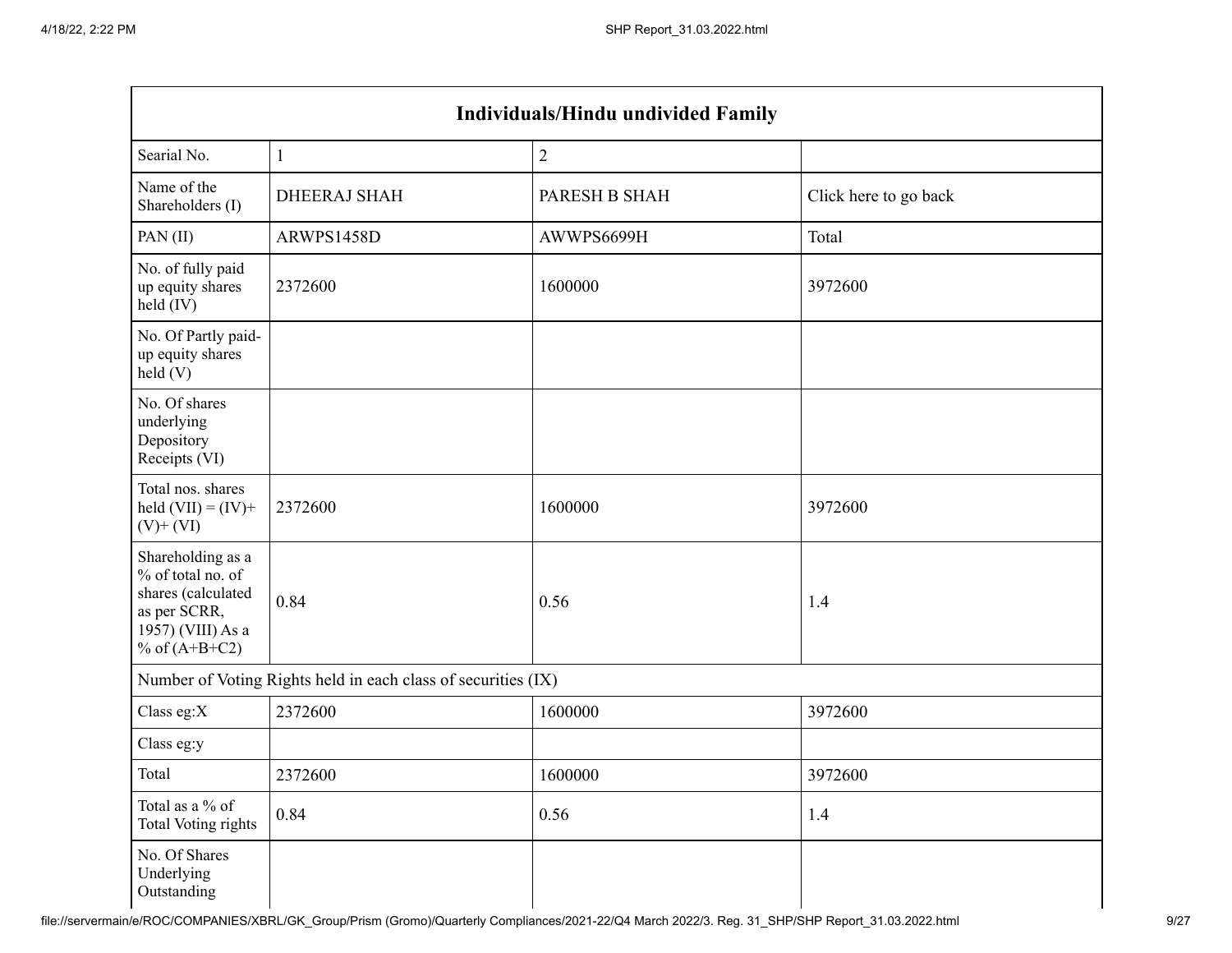| Individuals/Hindu undivided Family | | | |
|---|---|---|---|
| Searial No. | 1 | 2 | |
| Name of the Shareholders (I) | DHEERAJ SHAH | PARESH B SHAH | Click here to go back |
| PAN (II) | ARWPS1458D | AWWPS6699H | Total |
| No. of fully paid up equity shares held (IV) | 2372600 | 1600000 | 3972600 |
| No. Of Partly paid-up equity shares held (V) | | | |
| No. Of shares underlying Depository Receipts (VI) | | | |
| Total nos. shares held (VII) = (IV)+ (V)+ (VI) | 2372600 | 1600000 | 3972600 |
| Shareholding as a % of total no. of shares (calculated as per SCRR, 1957) (VIII) As a % of (A+B+C2) | 0.84 | 0.56 | 1.4 |
| Number of Voting Rights held in each class of securities (IX) | | | |
| Class eg:X | 2372600 | 1600000 | 3972600 |
| Class eg:y | | | |
| Total | 2372600 | 1600000 | 3972600 |
| Total as a % of Total Voting rights | 0.84 | 0.56 | 1.4 |
| No. Of Shares Underlying Outstanding | | | |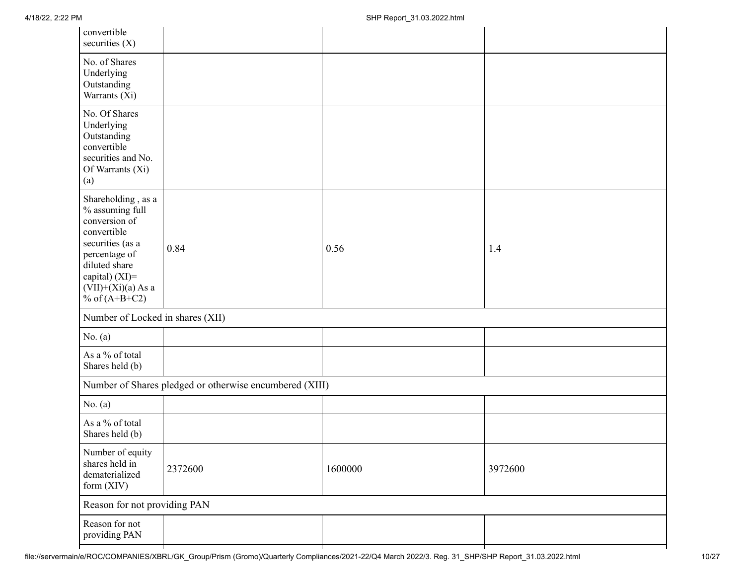| convertible securities (X) | | | |
|---|---|---|---|
| No. of Shares Underlying Outstanding Warrants (Xi) | | | |
| No. Of Shares Underlying Outstanding convertible securities and No. Of Warrants (Xi) (a) | | | |
| Shareholding , as a % assuming full conversion of convertible securities (as a percentage of diluted share capital) (XI)= (VII)+(Xi)(a) As a % of (A+B+C2) | 0.84 | 0.56 | 1.4 |
| Number of Locked in shares (XII) | | | |
| No. (a) | | | |
| As a % of total Shares held (b) | | | |
| Number of Shares pledged or otherwise encumbered (XIII) | | | |
| No. (a) | | | |
| As a % of total Shares held (b) | | | |
| Number of equity shares held in dematerialized form (XIV) | 2372600 | 1600000 | 3972600 |
| Reason for not providing PAN | | | |
| Reason for not providing PAN | | | |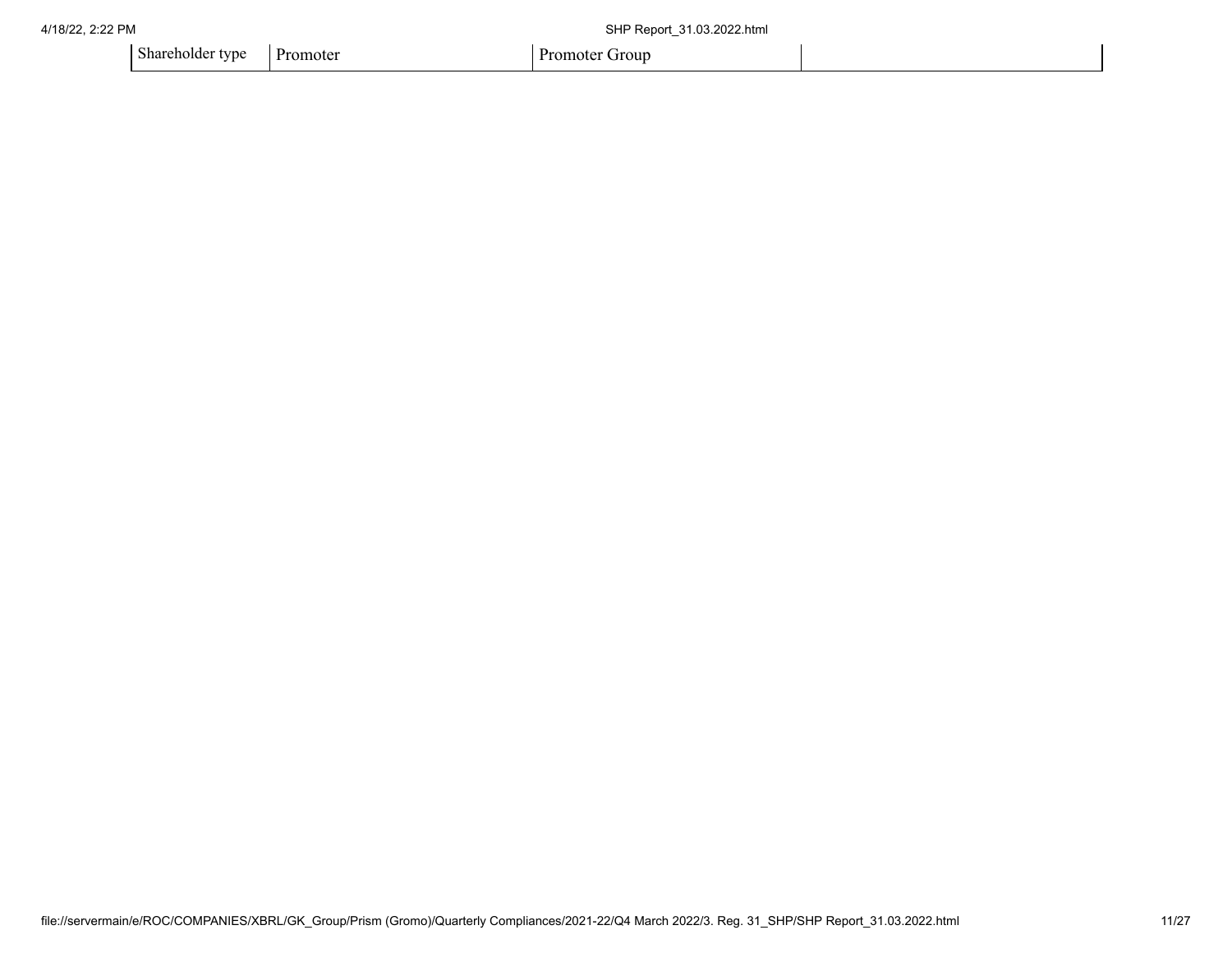| Shareholder type | Promoter | Promoter Group | |
| --- | --- | --- | --- |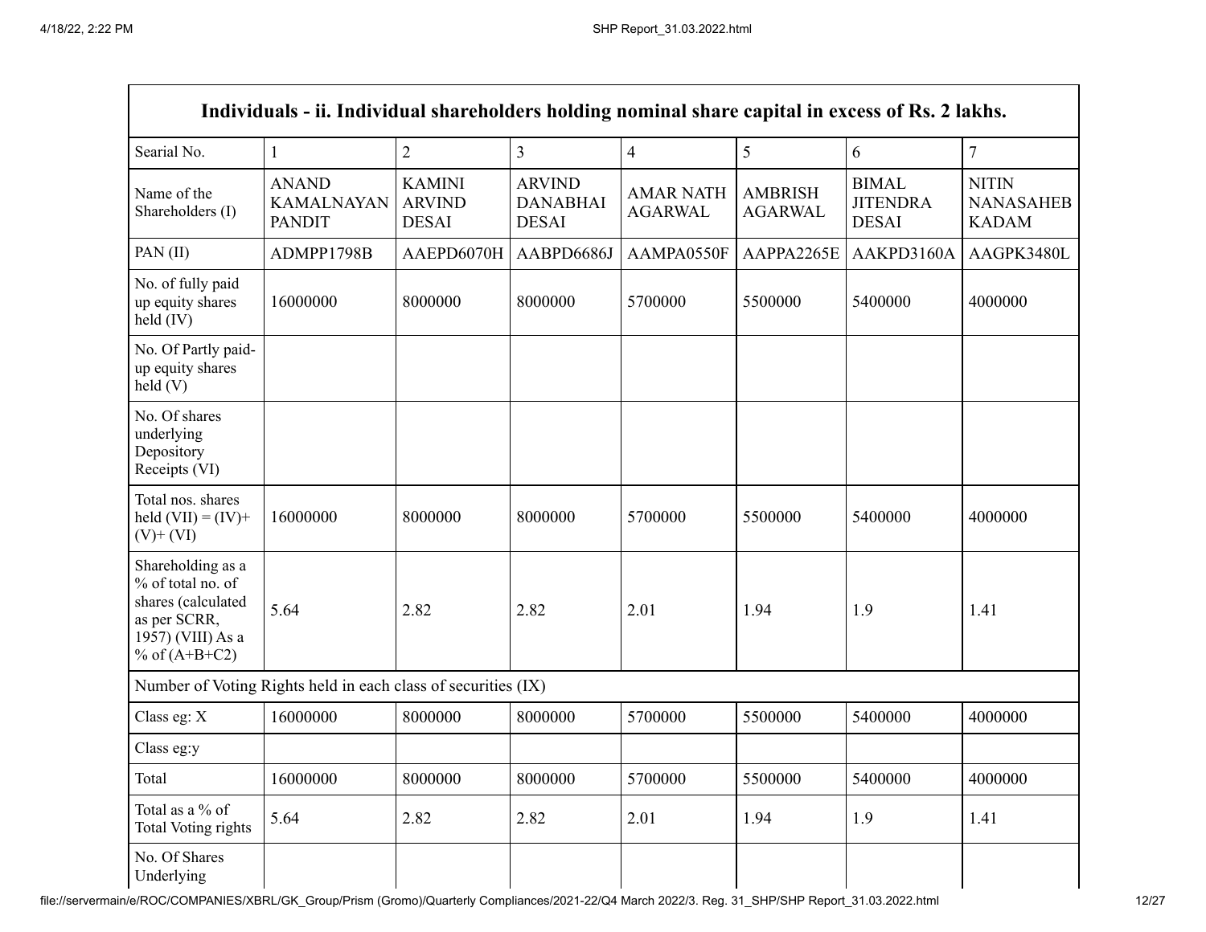| Individuals - ii. Individual shareholders holding nominal share capital in excess of Rs. 2 lakhs. | | | | | | | |
|---|---|---|---|---|---|---|---|
| Searial No. | 1 | 2 | 3 | 4 | 5 | 6 | 7 |
| Name of the Shareholders (I) | ANAND KAMALNAYAN PANDIT | KAMINI ARVIND DESAI | ARVIND DANABHAI DESAI | AMAR NATH AGARWAL | AMBRISH AGARWAL | BIMAL JITENDRA DESAI | NITIN NANASAHEB KADAM |
| PAN (II) | ADMPP1798B | AAEPD6070H | AABPD6686J | AAMPA0550F | AAPPA2265E | AAKPD3160A | AAGPK3480L |
| No. of fully paid up equity shares held (IV) | 16000000 | 8000000 | 8000000 | 5700000 | 5500000 | 5400000 | 4000000 |
| No. Of Partly paid-up equity shares held (V) | | | | | | | |
| No. Of shares underlying Depository Receipts (VI) | | | | | | | |
| Total nos. shares held (VII) = (IV)+ (V)+ (VI) | 16000000 | 8000000 | 8000000 | 5700000 | 5500000 | 5400000 | 4000000 |
| Shareholding as a % of total no. of shares (calculated as per SCRR, 1957) (VIII) As a % of (A+B+C2) | 5.64 | 2.82 | 2.82 | 2.01 | 1.94 | 1.9 | 1.41 |
| Number of Voting Rights held in each class of securities (IX) | | | | | | | |
| Class eg: X | 16000000 | 8000000 | 8000000 | 5700000 | 5500000 | 5400000 | 4000000 |
| Class eg:y | | | | | | | |
| Total | 16000000 | 8000000 | 8000000 | 5700000 | 5500000 | 5400000 | 4000000 |
| Total as a % of Total Voting rights | 5.64 | 2.82 | 2.82 | 2.01 | 1.94 | 1.9 | 1.41 |
| No. Of Shares Underlying | | | | | | | |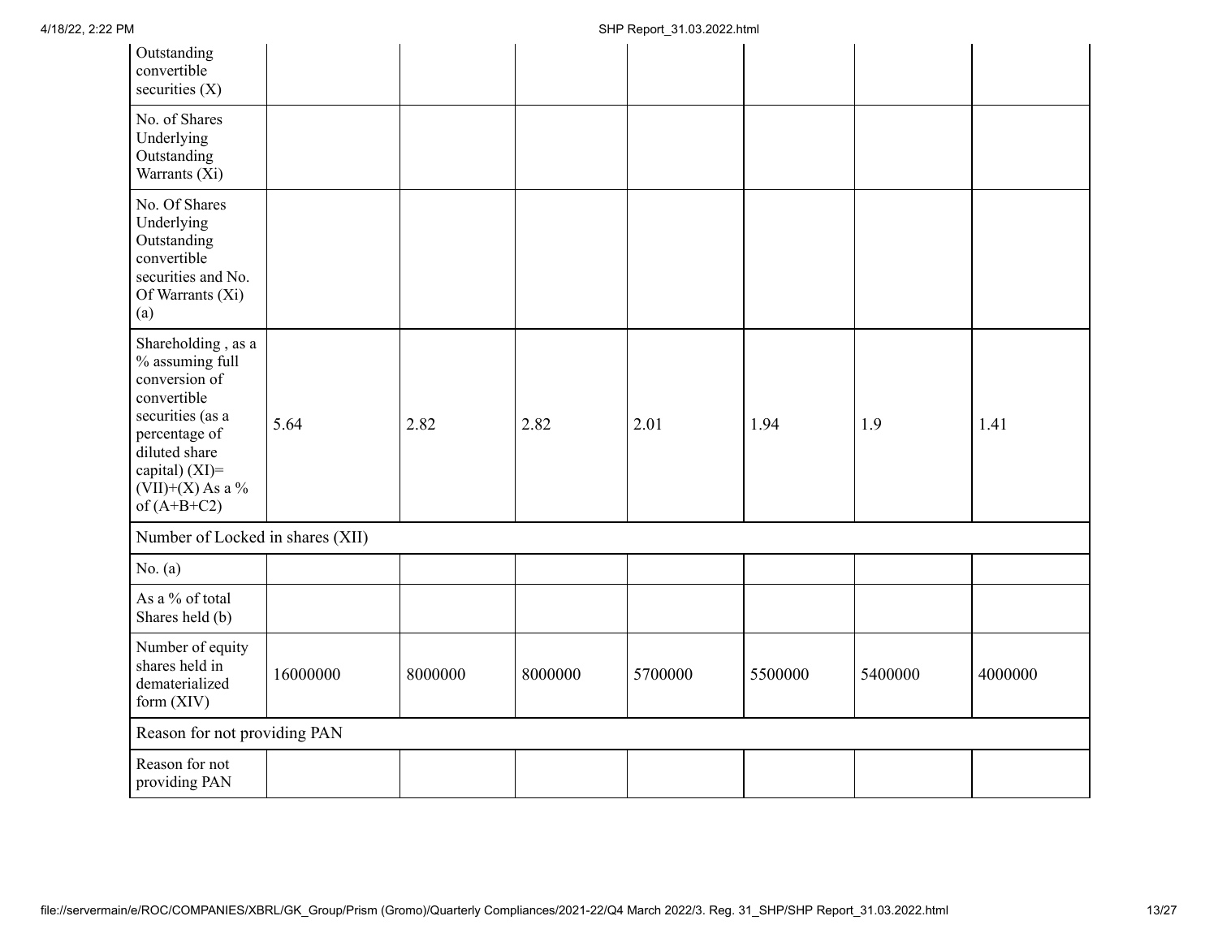| | | | | | | | |
|---|---|---|---|---|---|---|---|
| Outstanding convertible securities (X) | | | | | | | |
| No. of Shares Underlying Outstanding Warrants (Xi) | | | | | | | |
| No. Of Shares Underlying Outstanding convertible securities and No. Of Warrants (Xi) (a) | | | | | | | |
| Shareholding , as a % assuming full conversion of convertible securities (as a percentage of diluted share capital) (XI)= (VII)+(X) As a % of (A+B+C2) | 5.64 | 2.82 | 2.82 | 2.01 | 1.94 | 1.9 | 1.41 |
| Number of Locked in shares (XII) | | | | | | | |
| No. (a) | | | | | | | |
| As a % of total Shares held (b) | | | | | | | |
| Number of equity shares held in dematerialized form (XIV) | 16000000 | 8000000 | 8000000 | 5700000 | 5500000 | 5400000 | 4000000 |
| Reason for not providing PAN | | | | | | | |
| Reason for not providing PAN | | | | | | | |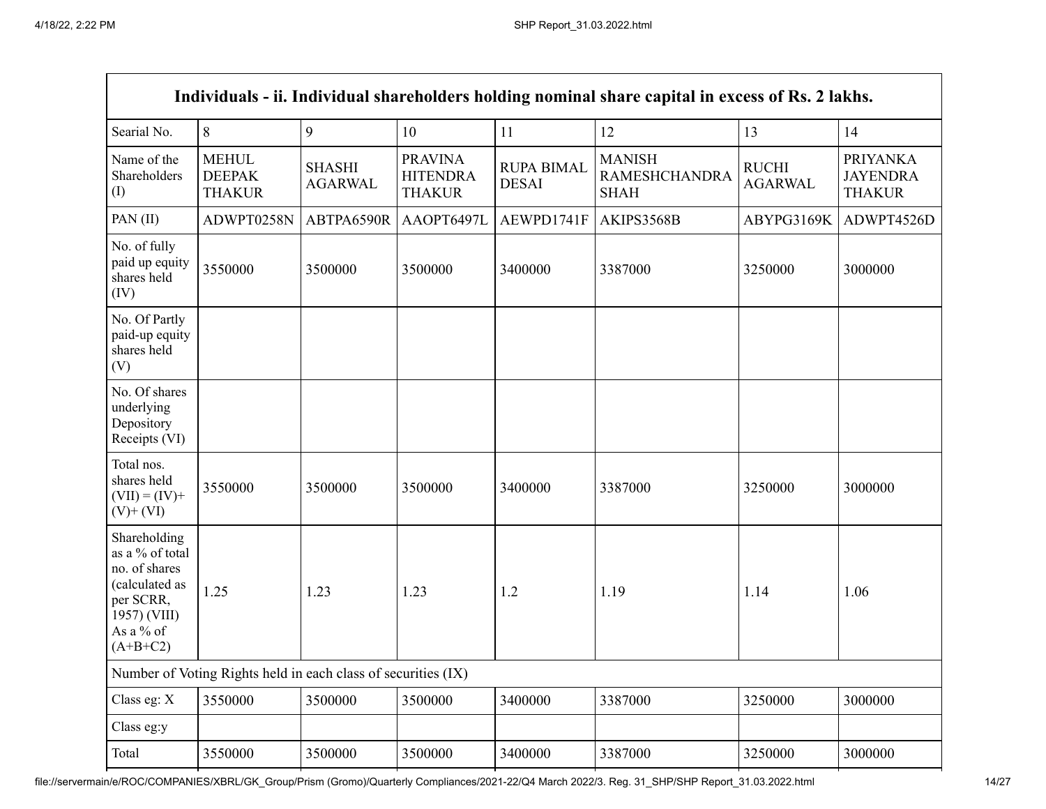| Individuals - ii. Individual shareholders holding nominal share capital in excess of Rs. 2 lakhs. | | | | | | | |
|---|---|---|---|---|---|---|---|
| Searial No. | 8 | 9 | 10 | 11 | 12 | 13 | 14 |
| Name of the Shareholders (I) | MEHUL DEEPAK THAKUR | SHASHI AGARWAL | PRAVINA HITENDRA THAKUR | RUPA BIMAL DESAI | MANISH RAMESHCHANDRA SHAH | RUCHI AGARWAL | PRIYANKA JAYENDRA THAKUR |
| PAN (II) | ADWPT0258N | ABTPA6590R | AAOPT6497L | AEWPD1741F | AKIPS3568B | ABYPG3169K | ADWPT4526D |
| No. of fully paid up equity shares held (IV) | 3550000 | 3500000 | 3500000 | 3400000 | 3387000 | 3250000 | 3000000 |
| No. Of Partly paid-up equity shares held (V) | | | | | | | |
| No. Of shares underlying Depository Receipts (VI) | | | | | | | |
| Total nos. shares held (VII) = (IV)+ (V)+ (VI) | 3550000 | 3500000 | 3500000 | 3400000 | 3387000 | 3250000 | 3000000 |
| Shareholding as a % of total no. of shares (calculated as per SCRR, 1957) (VIII) As a % of (A+B+C2) | 1.25 | 1.23 | 1.23 | 1.2 | 1.19 | 1.14 | 1.06 |
| Number of Voting Rights held in each class of securities (IX) | | | | | | | |
| Class eg: X | 3550000 | 3500000 | 3500000 | 3400000 | 3387000 | 3250000 | 3000000 |
| Class eg:y | | | | | | | |
| Total | 3550000 | 3500000 | 3500000 | 3400000 | 3387000 | 3250000 | 3000000 |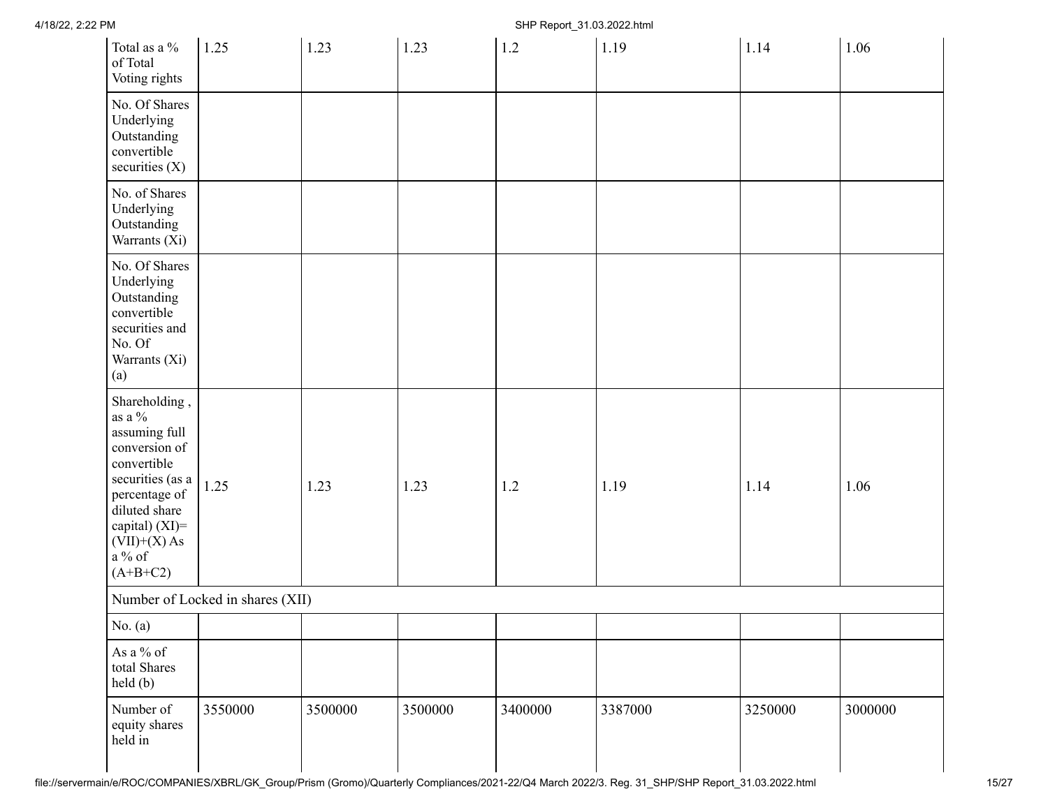| | | | | | | | |
|---|---|---|---|---|---|---|---|
| Total as a % of Total Voting rights | 1.25 | 1.23 | 1.23 | 1.2 | 1.19 | 1.14 | 1.06 |
| No. Of Shares Underlying Outstanding convertible securities (X) | | | | | | | |
| No. of Shares Underlying Outstanding Warrants (Xi) | | | | | | | |
| No. Of Shares Underlying Outstanding convertible securities and No. Of Warrants (Xi) (a) | | | | | | | |
| Shareholding , as a % assuming full conversion of convertible securities (as a percentage of diluted share capital) (XI)= (VII)+(X) As a % of (A+B+C2) | 1.25 | 1.23 | 1.23 | 1.2 | 1.19 | 1.14 | 1.06 |
| Number of Locked in shares (XII) | | | | | | | |
| No. (a) | | | | | | | |
| As a % of total Shares held (b) | | | | | | | |
| Number of equity shares held in | 3550000 | 3500000 | 3500000 | 3400000 | 3387000 | 3250000 | 3000000 |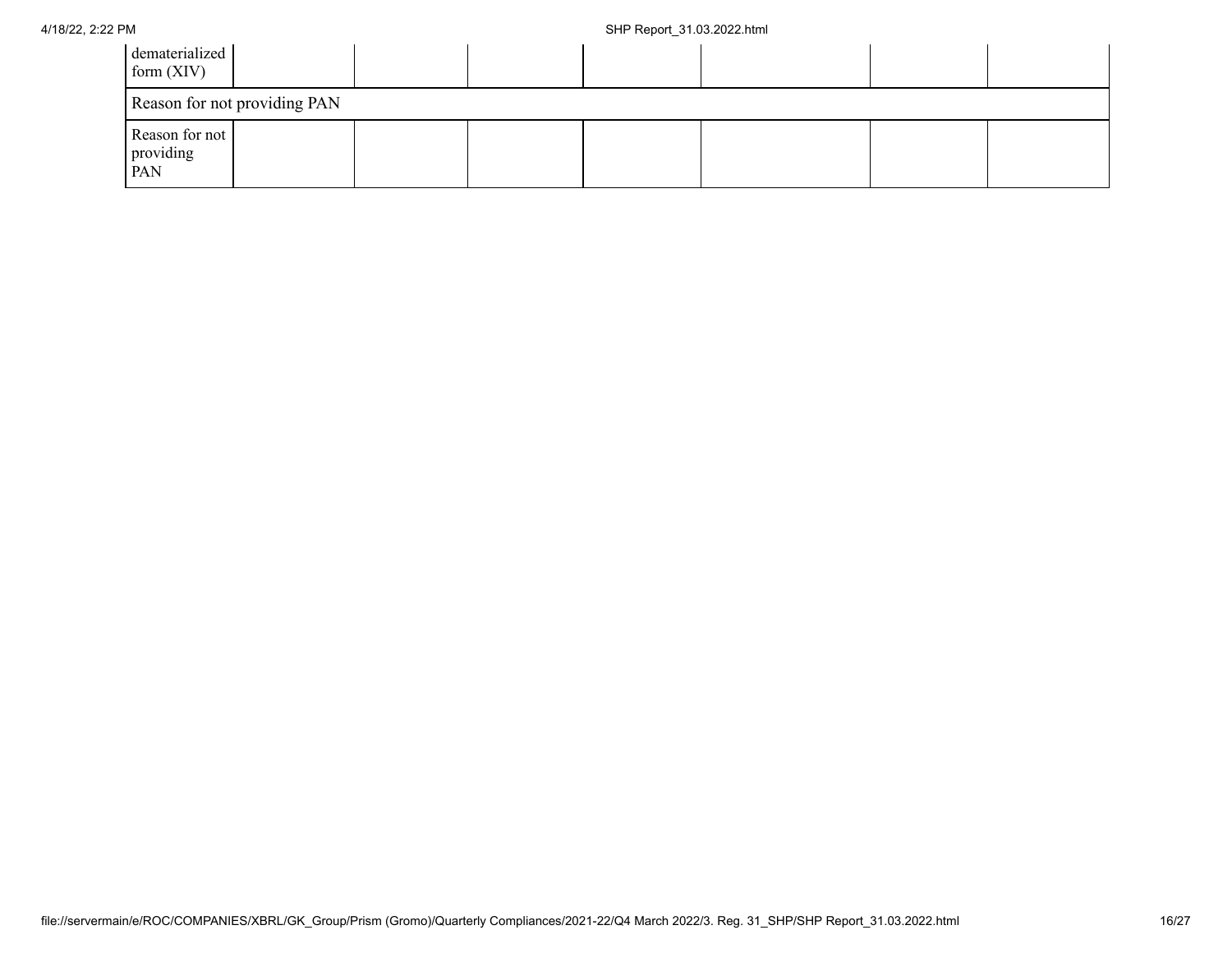| dematerialized form (XIV) | | | | | | |
|---|---|---|---|---|---|---|
| Reason for not providing PAN | | | | | | |
| Reason for not providing PAN | | | | | | |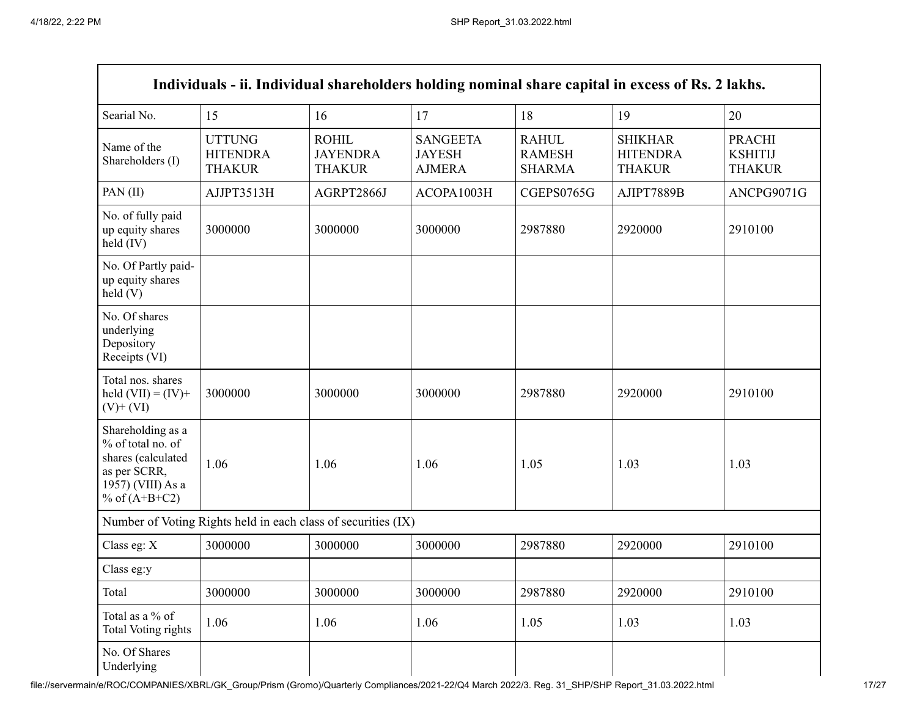| Individuals - ii. Individual shareholders holding nominal share capital in excess of Rs. 2 lakhs. | | | | | | |
|---|---|---|---|---|---|---|
| Searial No. | 15 | 16 | 17 | 18 | 19 | 20 |
| Name of the Shareholders (I) | UTTUNG HITENDRA THAKUR | ROHIL JAYENDRA THAKUR | SANGEETA JAYESH AJMERA | RAHUL RAMESH SHARMA | SHIKHAR HITENDRA THAKUR | PRACHI KSHITIJ THAKUR |
| PAN (II) | AJJPT3513H | AGRPT2866J | ACOPA1003H | CGEPS0765G | AJIPT7889B | ANCPG9071G |
| No. of fully paid up equity shares held (IV) | 3000000 | 3000000 | 3000000 | 2987880 | 2920000 | 2910100 |
| No. Of Partly paid-up equity shares held (V) | | | | | | |
| No. Of shares underlying Depository Receipts (VI) | | | | | | |
| Total nos. shares held (VII) = (IV)+ (V)+ (VI) | 3000000 | 3000000 | 3000000 | 2987880 | 2920000 | 2910100 |
| Shareholding as a % of total no. of shares (calculated as per SCRR, 1957) (VIII) As a % of (A+B+C2) | 1.06 | 1.06 | 1.06 | 1.05 | 1.03 | 1.03 |
| Number of Voting Rights held in each class of securities (IX) | | | | | | |
| Class eg: X | 3000000 | 3000000 | 3000000 | 2987880 | 2920000 | 2910100 |
| Class eg:y | | | | | | |
| Total | 3000000 | 3000000 | 3000000 | 2987880 | 2920000 | 2910100 |
| Total as a % of Total Voting rights | 1.06 | 1.06 | 1.06 | 1.05 | 1.03 | 1.03 |
| No. Of Shares Underlying | | | | | | |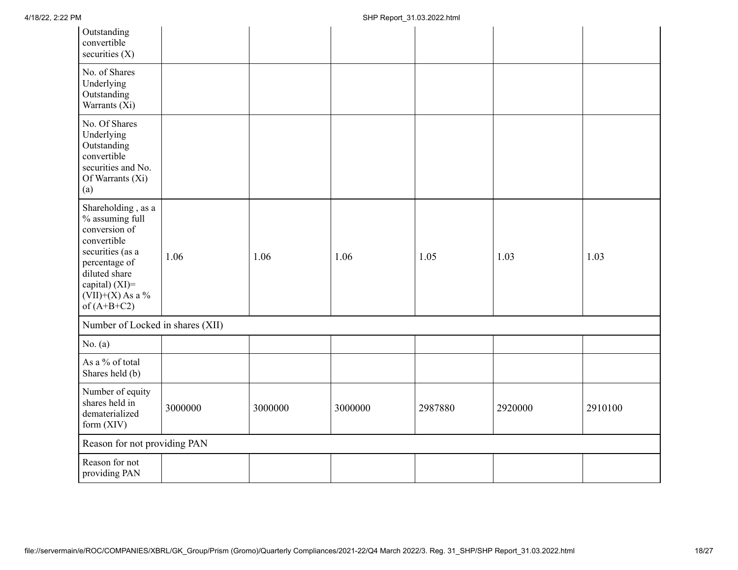| | | | | | | |
|---|---|---|---|---|---|---|
| Outstanding convertible securities (X) | | | | | | |
| No. of Shares Underlying Outstanding Warrants (Xi) | | | | | | |
| No. Of Shares Underlying Outstanding convertible securities and No. Of Warrants (Xi) (a) | | | | | | |
| Shareholding , as a % assuming full conversion of convertible securities (as a percentage of diluted share capital) (XI)= (VII)+(X) As a % of (A+B+C2) | 1.06 | 1.06 | 1.06 | 1.05 | 1.03 | 1.03 |
| Number of Locked in shares (XII) | | | | | | |
| No. (a) | | | | | | |
| As a % of total Shares held (b) | | | | | | |
| Number of equity shares held in dematerialized form (XIV) | 3000000 | 3000000 | 3000000 | 2987880 | 2920000 | 2910100 |
| Reason for not providing PAN | | | | | | |
| Reason for not providing PAN | | | | | | |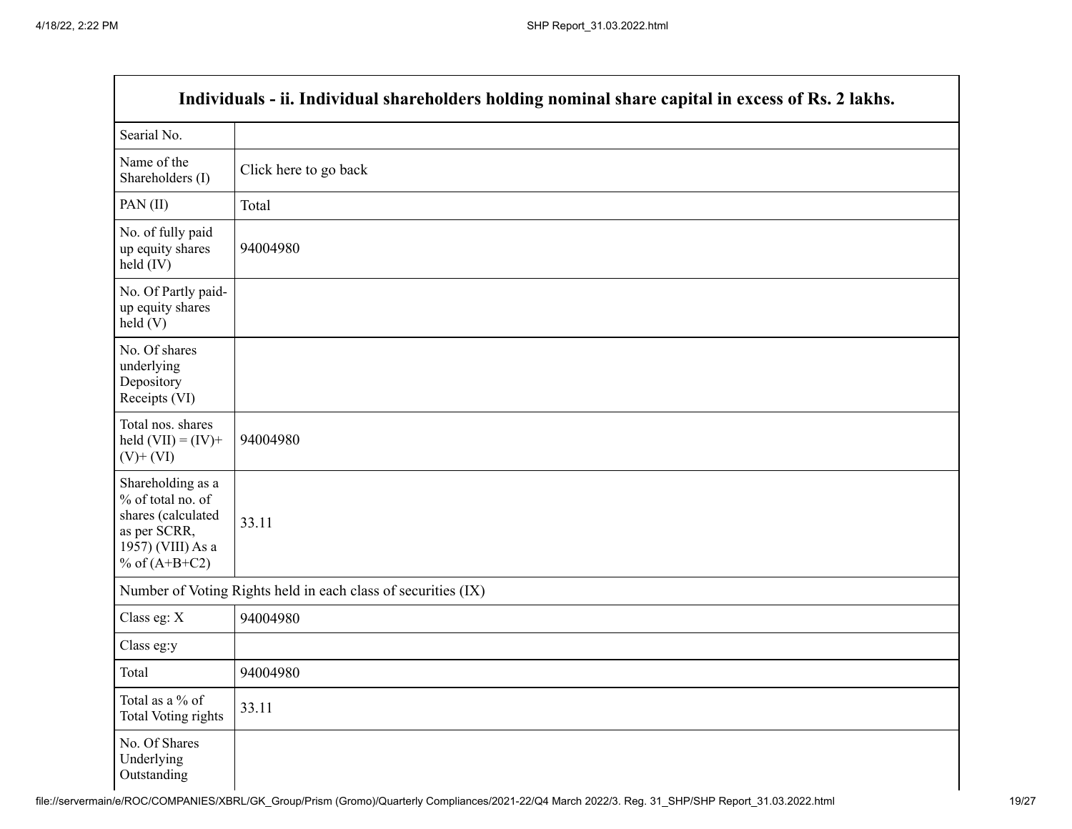| Individuals - ii. Individual shareholders holding nominal share capital in excess of Rs. 2 lakhs. | |
|---|---|
| Searial No. | |
| Name of the Shareholders (I) | Click here to go back |
| PAN (II) | Total |
| No. of fully paid up equity shares held (IV) | 94004980 |
| No. Of Partly paid-up equity shares held (V) | |
| No. Of shares underlying Depository Receipts (VI) | |
| Total nos. shares held (VII) = (IV)+ (V)+ (VI) | 94004980 |
| Shareholding as a % of total no. of shares (calculated as per SCRR, 1957) (VIII) As a % of (A+B+C2) | 33.11 |
| Number of Voting Rights held in each class of securities (IX) | |
| Class eg: X | 94004980 |
| Class eg:y | |
| Total | 94004980 |
| Total as a % of Total Voting rights | 33.11 |
| No. Of Shares Underlying Outstanding | |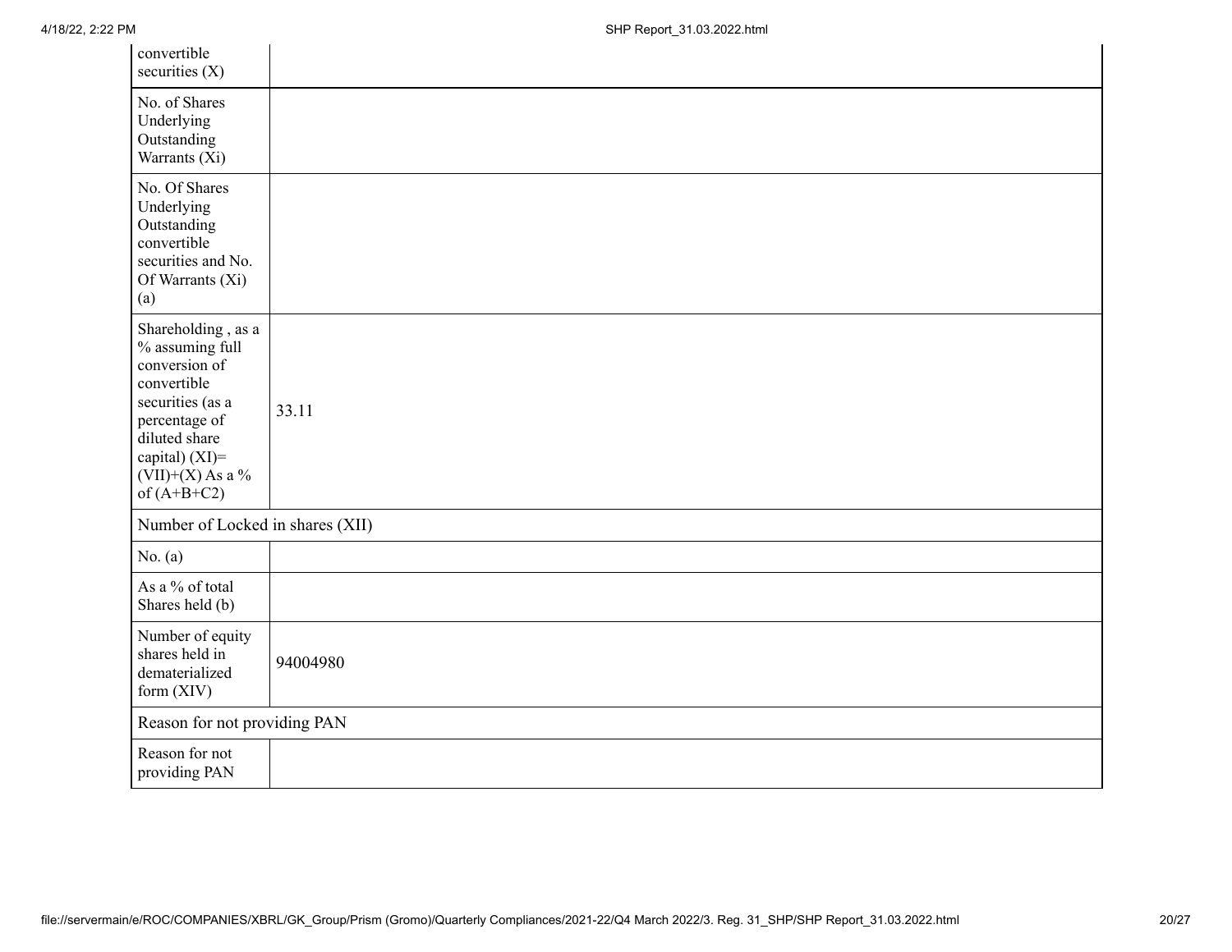| | |
|---|---|
| convertible securities (X) | |
| No. of Shares Underlying Outstanding Warrants (Xi) | |
| No. Of Shares Underlying Outstanding convertible securities and No. Of Warrants (Xi) (a) | |
| Shareholding , as a % assuming full conversion of convertible securities (as a percentage of diluted share capital) (XI)= (VII)+(X) As a % of (A+B+C2) | 33.11 |
| Number of Locked in shares (XII) | |
| No. (a) | |
| As a % of total Shares held (b) | |
| Number of equity shares held in dematerialized form (XIV) | 94004980 |
| Reason for not providing PAN | |
| Reason for not providing PAN | |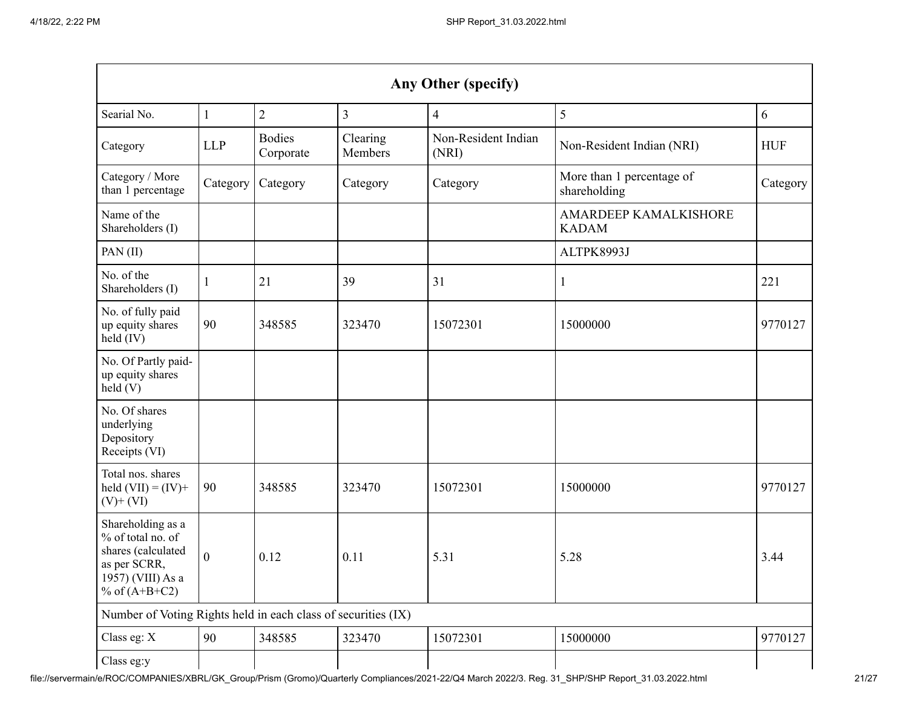| Any Other (specify) | | | | | | |
|---|---|---|---|---|---|---|
| Searial No. | 1 | 2 | 3 | 4 | 5 | 6 |
| Category | LLP | Bodies Corporate | Clearing Members | Non-Resident Indian (NRI) | Non-Resident Indian (NRI) | HUF |
| Category / More than 1 percentage | Category | Category | Category | Category | More than 1 percentage of shareholding | Category |
| Name of the Shareholders (I) | | | | | AMARDEEP KAMALKISHORE KADAM | |
| PAN (II) | | | | | ALTPK8993J | |
| No. of the Shareholders (I) | 1 | 21 | 39 | 31 | 1 | 221 |
| No. of fully paid up equity shares held (IV) | 90 | 348585 | 323470 | 15072301 | 15000000 | 9770127 |
| No. Of Partly paid-up equity shares held (V) | | | | | | |
| No. Of shares underlying Depository Receipts (VI) | | | | | | |
| Total nos. shares held (VII) = (IV)+ (V)+ (VI) | 90 | 348585 | 323470 | 15072301 | 15000000 | 9770127 |
| Shareholding as a % of total no. of shares (calculated as per SCRR, 1957) (VIII) As a % of (A+B+C2) | 0 | 0.12 | 0.11 | 5.31 | 5.28 | 3.44 |
| Number of Voting Rights held in each class of securities (IX) | | | | | | |
| Class eg: X | 90 | 348585 | 323470 | 15072301 | 15000000 | 9770127 |
| Class eg:y | | | | | | |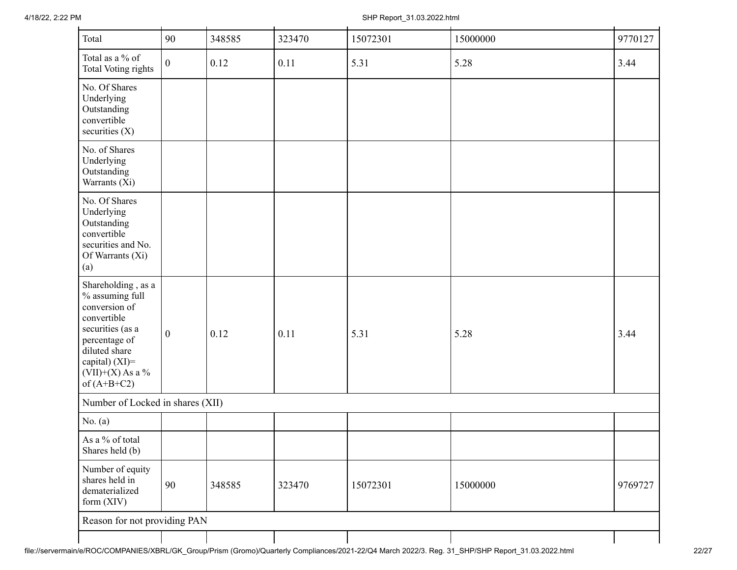| Total | 90 | 348585 | 323470 | 15072301 | 15000000 | 9770127 |
|---|---|---|---|---|---|---|
| Total as a % of Total Voting rights | 0 | 0.12 | 0.11 | 5.31 | 5.28 | 3.44 |
| No. Of Shares Underlying Outstanding convertible securities (X) | | | | | | |
| No. of Shares Underlying Outstanding Warrants (Xi) | | | | | | |
| No. Of Shares Underlying Outstanding convertible securities and No. Of Warrants (Xi) (a) | | | | | | |
| Shareholding , as a % assuming full conversion of convertible securities (as a percentage of diluted share capital) (XI)= (VII)+(X) As a % of (A+B+C2) | 0 | 0.12 | 0.11 | 5.31 | 5.28 | 3.44 |
| Number of Locked in shares (XII) | | | | | | |
| No. (a) | | | | | | |
| As a % of total Shares held (b) | | | | | | |
| Number of equity shares held in dematerialized form (XIV) | 90 | 348585 | 323470 | 15072301 | 15000000 | 9769727 |
| Reason for not providing PAN | | | | | | |
| | | | | | | |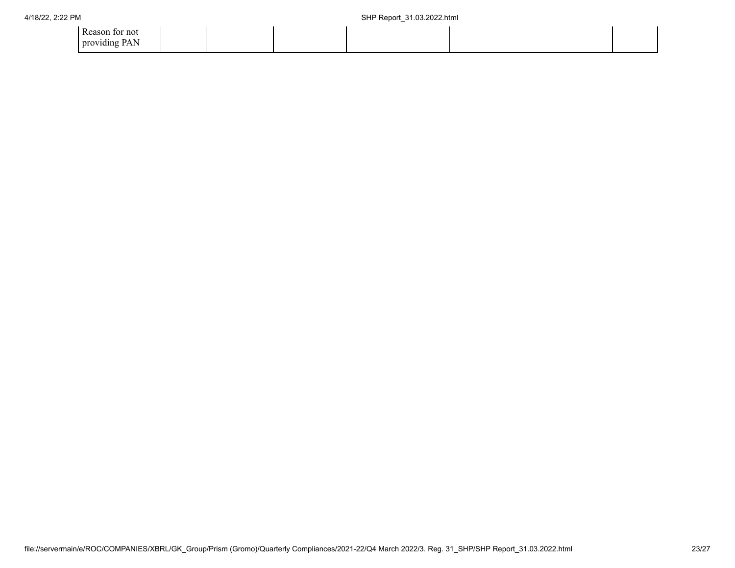| Reason for not providing PAN | | | | | | |
|---|---|---|---|---|---|---|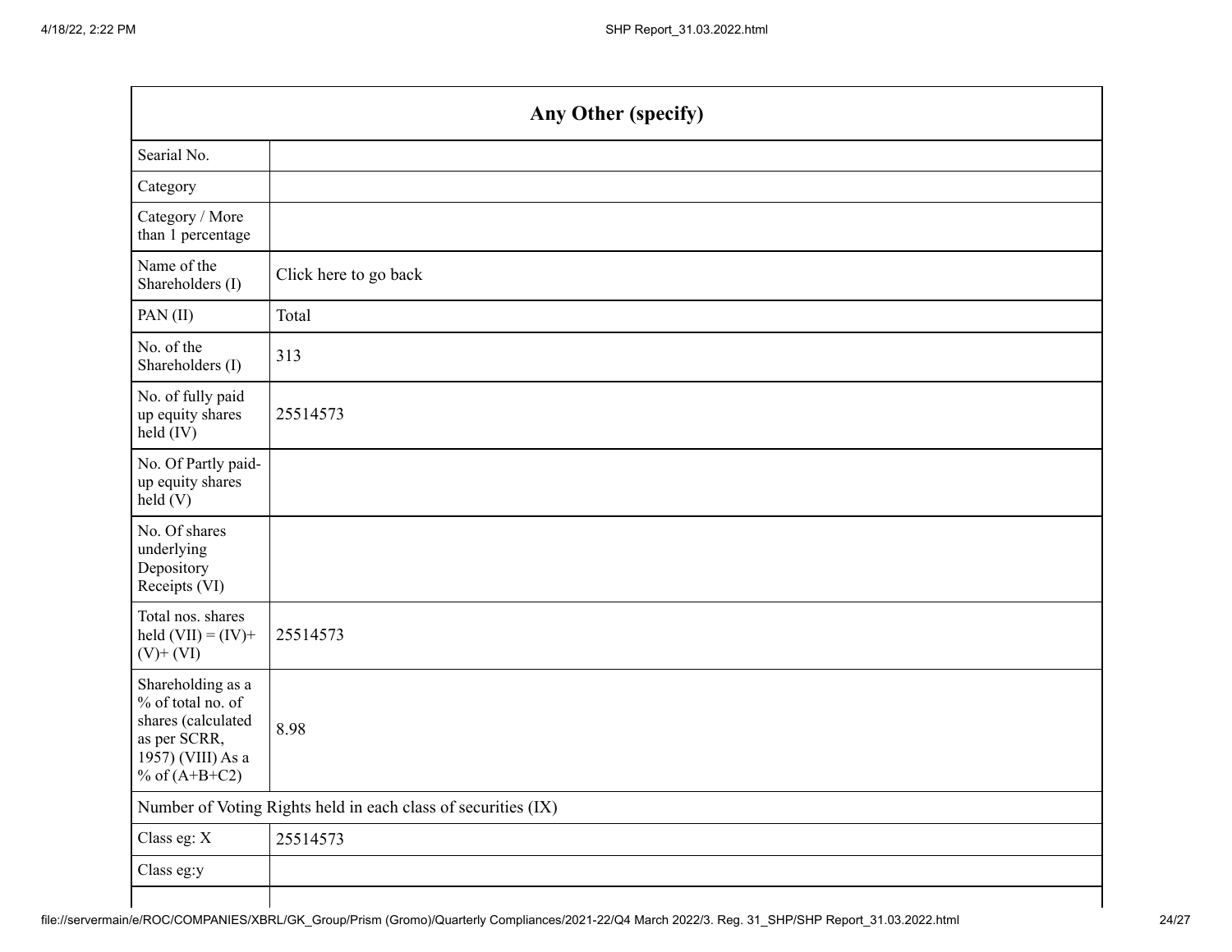| Any Other (specify) | |
|---|---|
| Searial No. | |
| Category | |
| Category / More than 1 percentage | |
| Name of the Shareholders (I) | Click here to go back |
| PAN (II) | Total |
| No. of the Shareholders (I) | 313 |
| No. of fully paid up equity shares held (IV) | 25514573 |
| No. Of Partly paid-up equity shares held (V) | |
| No. Of shares underlying Depository Receipts (VI) | |
| Total nos. shares held (VII) = (IV)+ (V)+ (VI) | 25514573 |
| Shareholding as a % of total no. of shares (calculated as per SCRR, 1957) (VIII) As a % of (A+B+C2) | 8.98 |
| Number of Voting Rights held in each class of securities (IX) | |
| Class eg: X | 25514573 |
| Class eg:y | |
| | |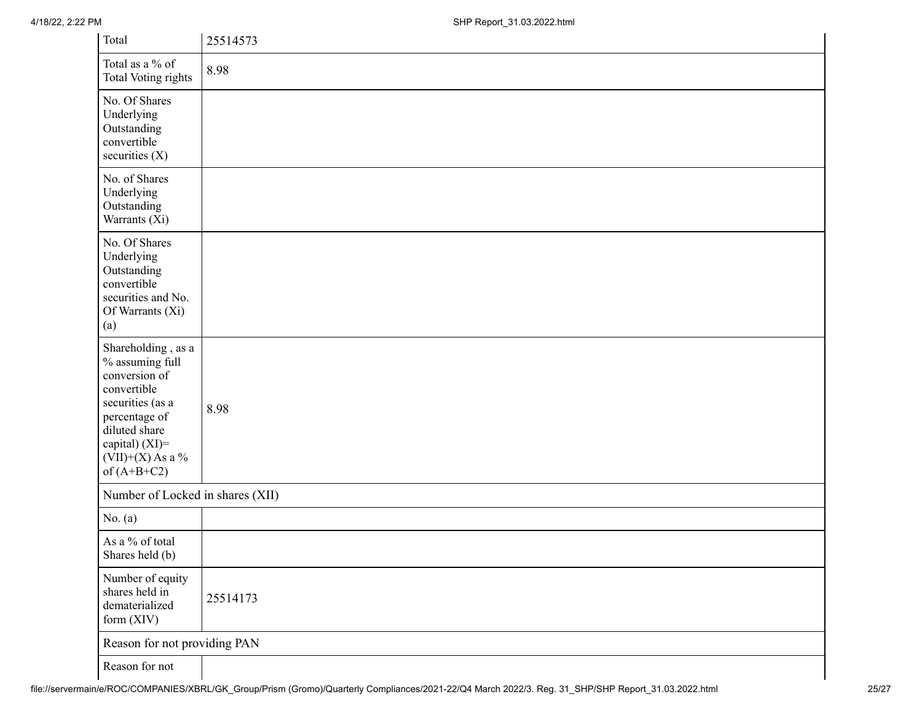| Total | 25514573 |
|---|---|
| Total as a % of Total Voting rights | 8.98 |
| No. Of Shares Underlying Outstanding convertible securities (X) | |
| No. of Shares Underlying Outstanding Warrants (Xi) | |
| No. Of Shares Underlying Outstanding convertible securities and No. Of Warrants (Xi) (a) | |
| Shareholding , as a % assuming full conversion of convertible securities (as a percentage of diluted share capital) (XI)= (VII)+(X) As a % of (A+B+C2) | 8.98 |
| Number of Locked in shares (XII) | |
| No. (a) | |
| As a % of total Shares held (b) | |
| Number of equity shares held in dematerialized form (XIV) | 25514173 |
| Reason for not providing PAN | |
| Reason for not | |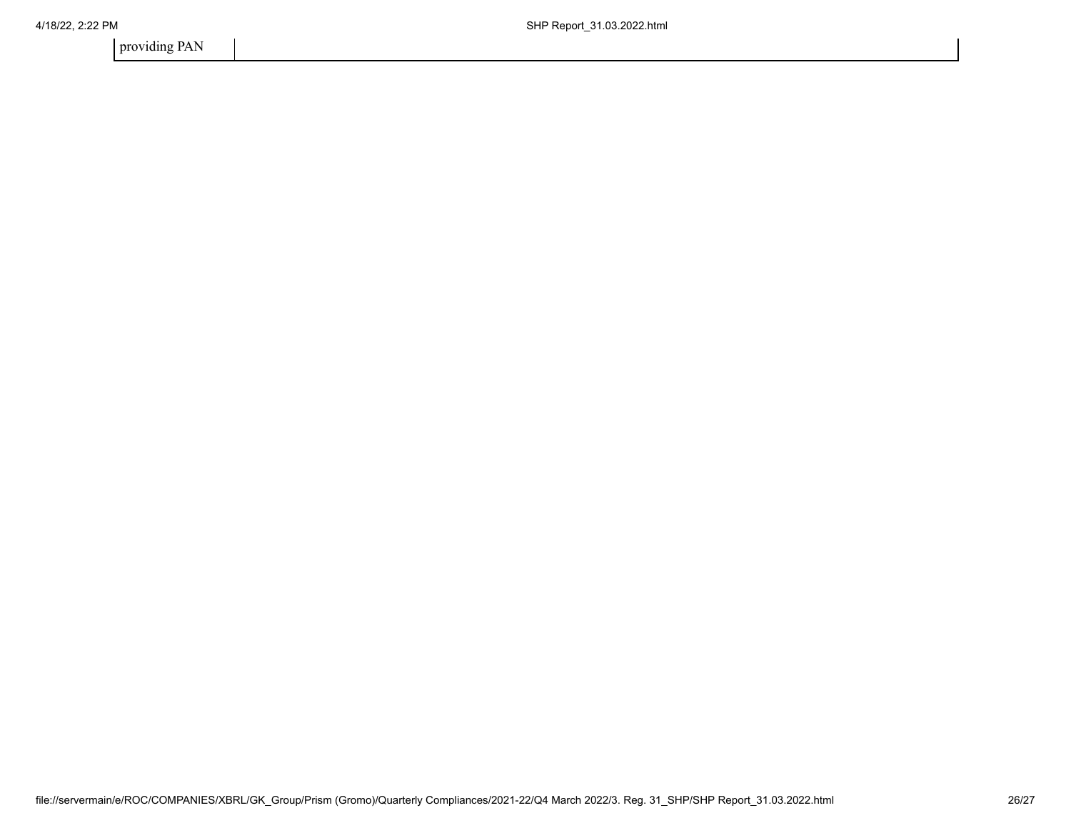| providing PAN | |
| --- | --- |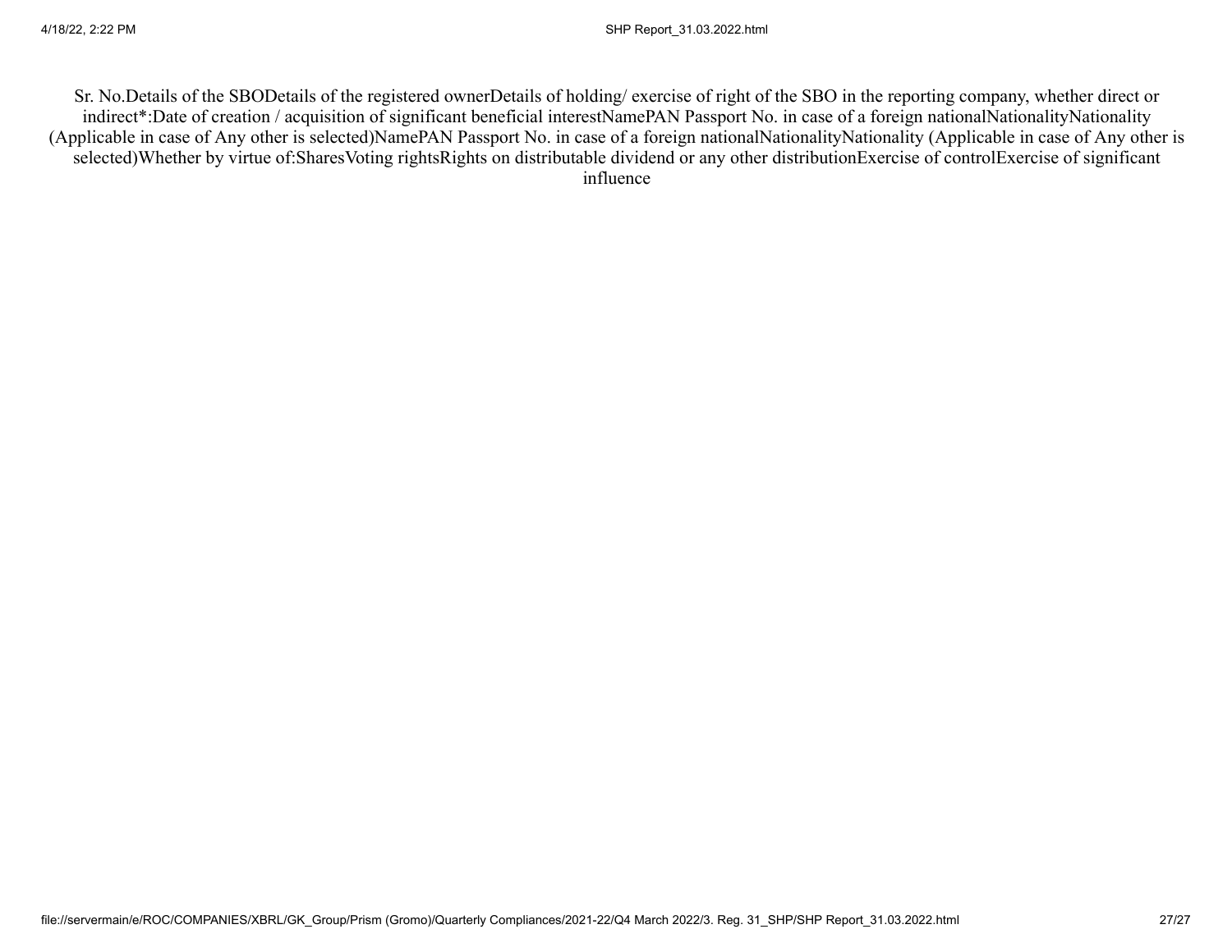Sr. No.Details of the SBODetails of the registered ownerDetails of holding/ exercise of right of the SBO in the reporting company, whether direct or indirect*:Date of creation / acquisition of significant beneficial interestNamePAN Passport No. in case of a foreign nationalNationalityNationality (Applicable in case of Any other is selected)NamePAN Passport No. in case of a foreign nationalNationalityNationality (Applicable in case of Any other is selected)Whether by virtue of:SharesVoting rightsRights on distributable dividend or any other distributionExercise of controlExercise of significant influence